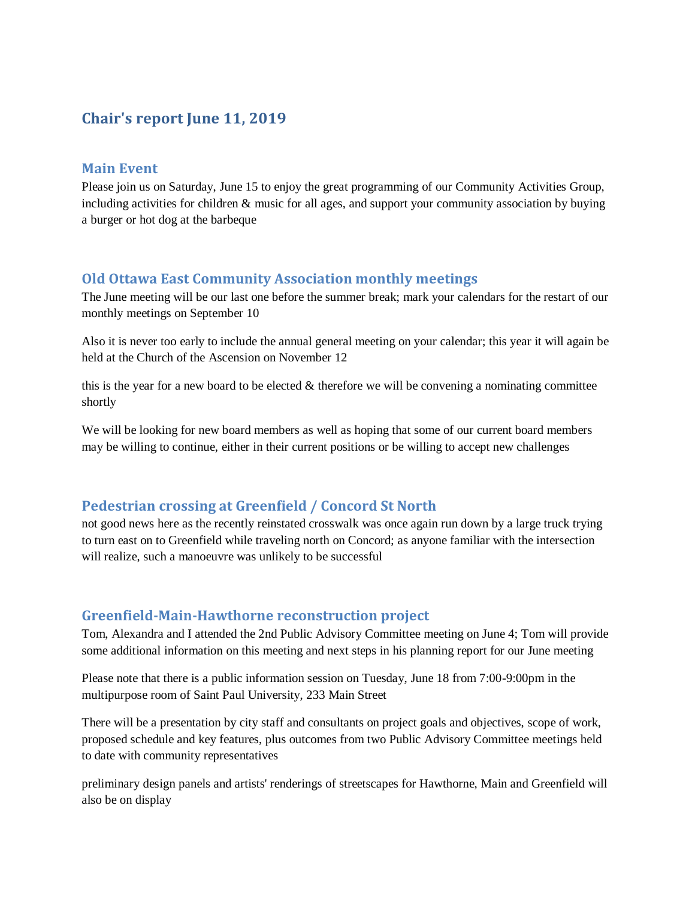# Chair's report June 11, 2019

## Main Event

Please join us on Saturday, June 15 to enjoy the great programming of our Community Activities Group, including activities for children & music for all ages, and support your community association by buying a burger or hot dog at the barbeque

## Old Ottawa East Community Association monthly meetings

The June meeting will be our last one before the summer break; mark your calendars for the restart of our monthly meetings on September 10

Also it is never too early to include the annual general meeting on your calendar; this year it will again be held at the Church of the Ascension on November 12

this is the year for a new board to be elected & therefore we will be convening a nominating committee shortly

We will be looking for new board members as well as hoping that some of our current board members may be willing to continue, either in their current positions or be willing to accept new challenges

## Pedestrian crossing at Greenfield / Concord St North

not good news here as the recently reinstated crosswalk was once again run down by a large truck trying to turn east on to Greenfield while traveling north on Concord; as anyone familiar with the intersection will realize, such a manoeuvre was unlikely to be successful

## Greenfield-Main-Hawthorne reconstruction project

Tom, Alexandra and I attended the 2nd Public Advisory Committee meeting on June 4; Tom will provide some additional information on this meeting and next steps in his planning report for our June meeting

Please note that there is a public information session on Tuesday, June 18 from 7:00-9:00pm in the multipurpose room of Saint Paul University, 233 Main Street

There will be a presentation by city staff and consultants on project goals and objectives, scope of work, proposed schedule and key features, plus outcomes from two Public Advisory Committee meetings held to date with community representatives

preliminary design panels and artists' renderings of streetscapes for Hawthorne, Main and Greenfield will also be on display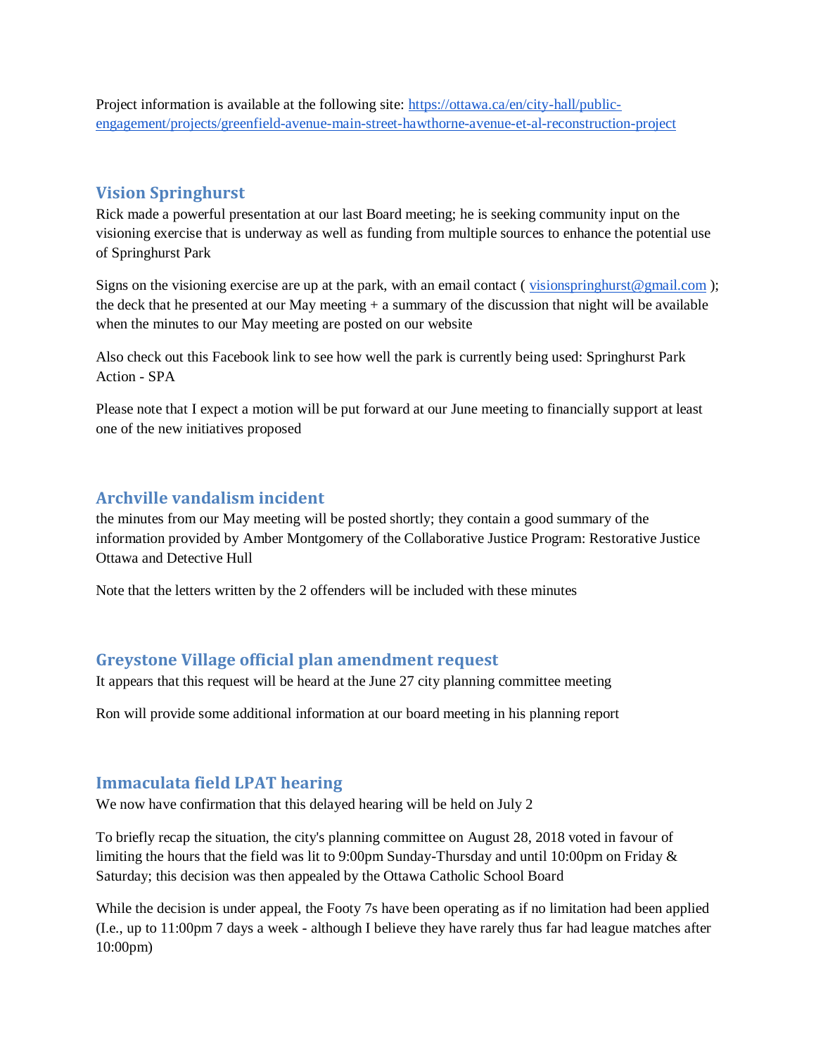Project information is available at the following site: [https://ottawa.ca/en/city-hall/public-engagement/projects/greenfield-avenue-main-street-hawthorne-avenue-et-al-reconstruction-project](https://ottawa.ca/en/city-hall/public-engagement/projects/greenfield-avenue-main-street-hawthorne-avenue-et-al-reconstruction-project)

## Vision Springhurst

Rick made a powerful presentation at our last Board meeting; he is seeking community input on the visioning exercise that is underway as well as funding from multiple sources to enhance the potential use of Springhurst Park

Signs on the visioning exercise are up at the park, with an email contact ( [visionspringhurst@gmail.com](mailto:visionspringhurst@gmail.com) ); the deck that he presented at our May meeting + a summary of the discussion that night will be available when the minutes to our May meeting are posted on our website

Also check out this Facebook link to see how well the park is currently being used: Springhurst Park Action - SPA

Please note that I expect a motion will be put forward at our June meeting to financially support at least one of the new initiatives proposed

## Archville vandalism incident

the minutes from our May meeting will be posted shortly; they contain a good summary of the information provided by Amber Montgomery of the Collaborative Justice Program: Restorative Justice Ottawa and Detective Hull

Note that the letters written by the 2 offenders will be included with these minutes

## Greystone Village official plan amendment request

It appears that this request will be heard at the June 27 city planning committee meeting

Ron will provide some additional information at our board meeting in his planning report

## Immaculata field LPAT hearing

We now have confirmation that this delayed hearing will be held on July 2

To briefly recap the situation, the city's planning committee on August 28, 2018 voted in favour of limiting the hours that the field was lit to 9:00pm Sunday-Thursday and until 10:00pm on Friday & Saturday; this decision was then appealed by the Ottawa Catholic School Board

While the decision is under appeal, the Footy 7s have been operating as if no limitation had been applied (I.e., up to 11:00pm 7 days a week - although I believe they have rarely thus far had league matches after 10:00pm)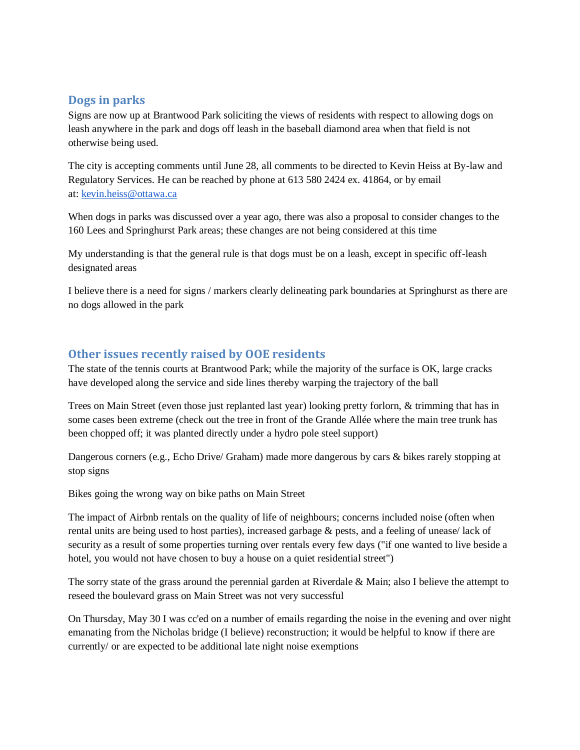## Dogs in parks

Signs are now up at Brantwood Park soliciting the views of residents with respect to allowing dogs on leash anywhere in the park and dogs off leash in the baseball diamond area when that field is not otherwise being used.

The city is accepting comments until June 28, all comments to be directed to Kevin Heiss at By-law and Regulatory Services. He can be reached by phone at 613 580 2424 ex. 41864, or by email at: kevin.heiss@ottawa.ca

When dogs in parks was discussed over a year ago, there was also a proposal to consider changes to the 160 Lees and Springhurst Park areas; these changes are not being considered at this time

My understanding is that the general rule is that dogs must be on a leash, except in specific off-leash designated areas

I believe there is a need for signs / markers clearly delineating park boundaries at Springhurst as there are no dogs allowed in the park

## Other issues recently raised by OOE residents

The state of the tennis courts at Brantwood Park; while the majority of the surface is OK, large cracks have developed along the service and side lines thereby warping the trajectory of the ball

Trees on Main Street (even those just replanted last year) looking pretty forlorn, & trimming that has in some cases been extreme (check out the tree in front of the Grande Allée where the main tree trunk has been chopped off; it was planted directly under a hydro pole steel support)

Dangerous corners (e.g., Echo Drive/ Graham) made more dangerous by cars & bikes rarely stopping at stop signs

Bikes going the wrong way on bike paths on Main Street

The impact of Airbnb rentals on the quality of life of neighbours; concerns included noise (often when rental units are being used to host parties), increased garbage & pests, and a feeling of unease/ lack of security as a result of some properties turning over rentals every few days ("if one wanted to live beside a hotel, you would not have chosen to buy a house on a quiet residential street")

The sorry state of the grass around the perennial garden at Riverdale & Main; also I believe the attempt to reseed the boulevard grass on Main Street was not very successful

On Thursday, May 30 I was cc'ed on a number of emails regarding the noise in the evening and over night emanating from the Nicholas bridge (I believe) reconstruction; it would be helpful to know if there are currently/ or are expected to be additional late night noise exemptions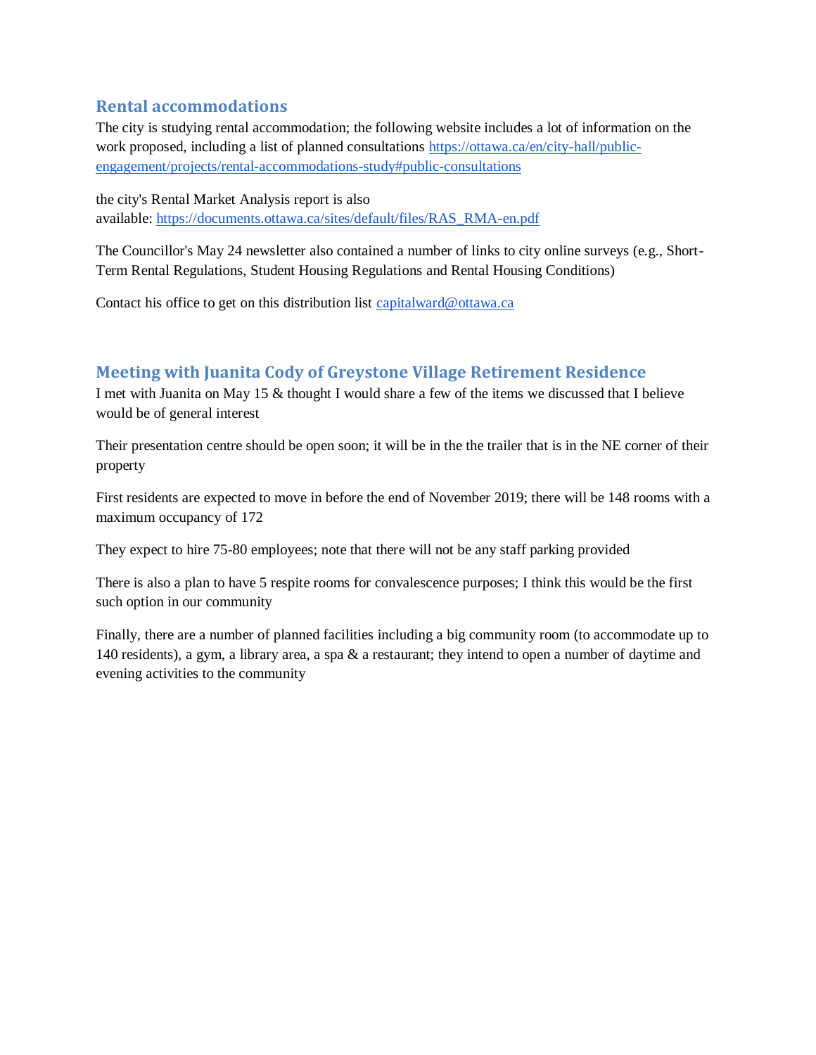## Rental accommodations

The city is studying rental accommodation; the following website includes a lot of information on the work proposed, including a list of planned consultations https://ottawa.ca/en/city-hall/public-engagement/projects/rental-accommodations-study#public-consultations

the city's Rental Market Analysis report is also available: https://documents.ottawa.ca/sites/default/files/RAS_RMA-en.pdf

The Councillor's May 24 newsletter also contained a number of links to city online surveys (e.g., Short-Term Rental Regulations, Student Housing Regulations and Rental Housing Conditions)

Contact his office to get on this distribution list capitalward@ottawa.ca

## Meeting with Juanita Cody of Greystone Village Retirement Residence

I met with Juanita on May 15 & thought I would share a few of the items we discussed that I believe would be of general interest

Their presentation centre should be open soon; it will be in the the trailer that is in the NE corner of their property

First residents are expected to move in before the end of November 2019; there will be 148 rooms with a maximum occupancy of 172

They expect to hire 75-80 employees; note that there will not be any staff parking provided

There is also a plan to have 5 respite rooms for convalescence purposes; I think this would be the first such option in our community

Finally, there are a number of planned facilities including a big community room (to accommodate up to 140 residents), a gym, a library area, a spa & a restaurant; they intend to open a number of daytime and evening activities to the community